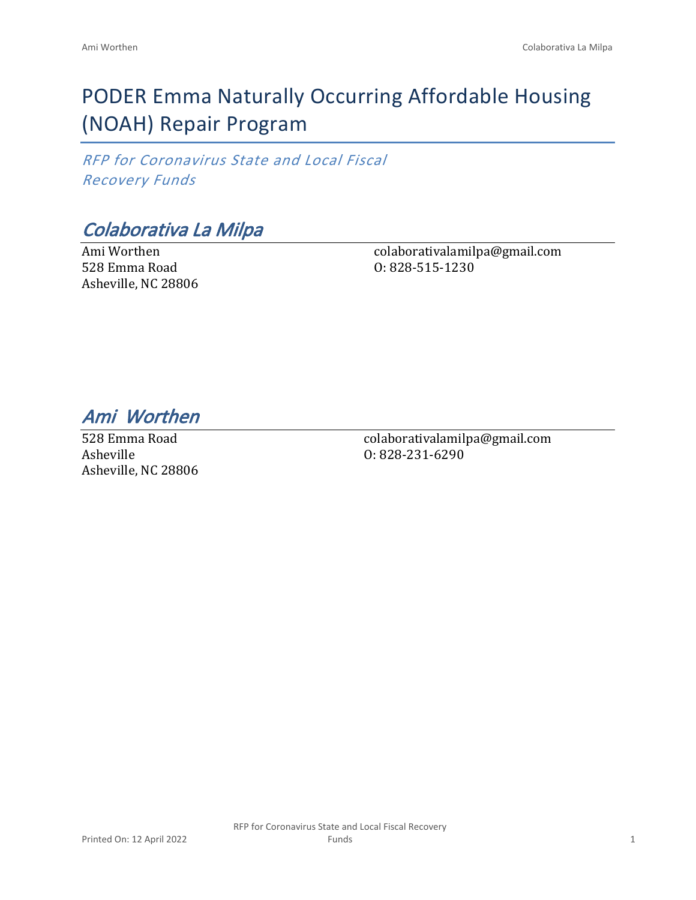# PODER Emma Naturally Occurring Affordable Housing (NOAH) Repair Program

*RFP for Coronavirus State and Local Fiscal Recovery Funds*

## *Colaborativa La Milpa*

Ami Worthen
528 Emma Road
Asheville, NC 28806

colaborativalamilpa@gmail.com
O: 828-515-1230

## *Ami Worthen*

528 Emma Road
Asheville
Asheville, NC 28806

colaborativalamilpa@gmail.com
O: 828-231-6290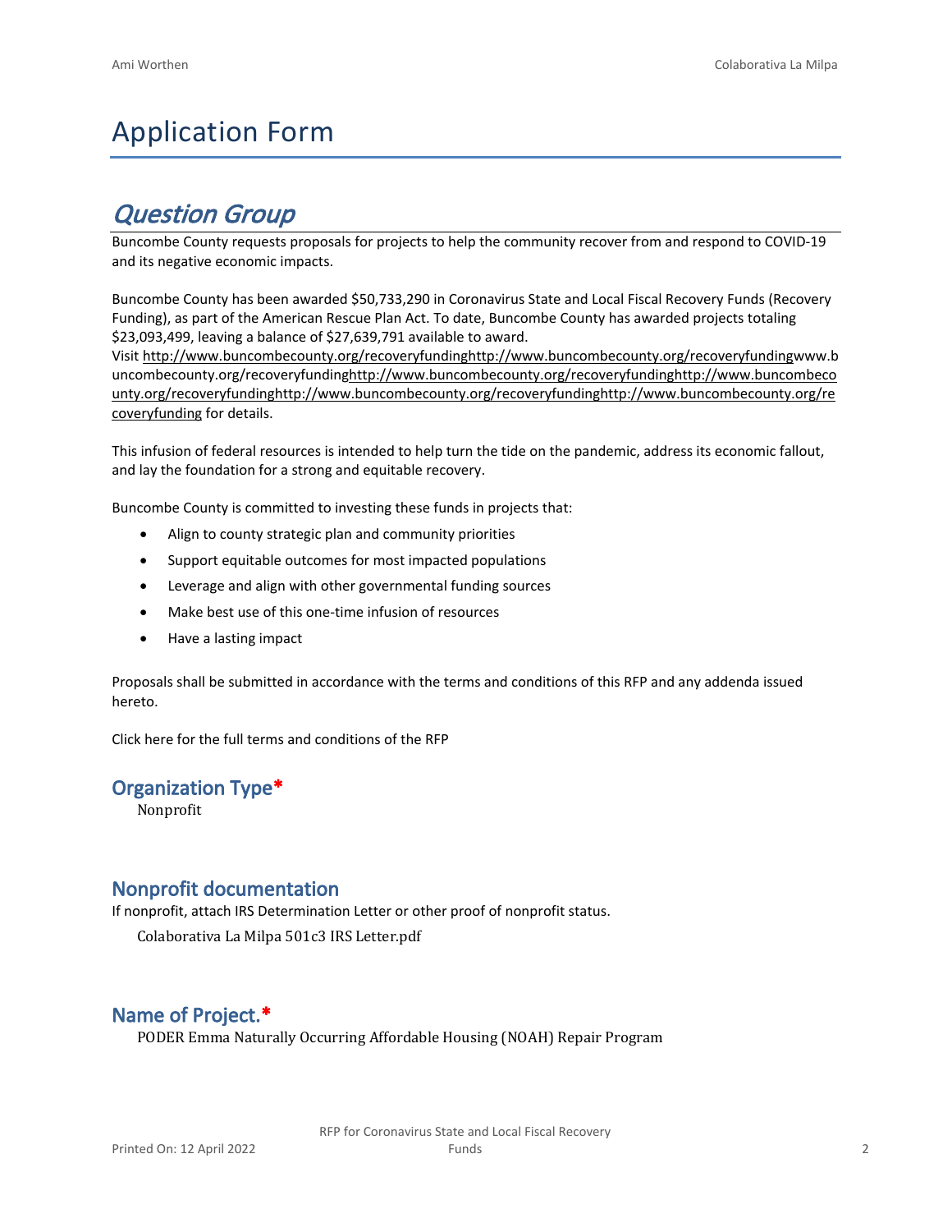# Application Form

## *Question Group*

Buncombe County requests proposals for projects to help the community recover from and respond to COVID-19 and its negative economic impacts.

Buncombe County has been awarded $50,733,290 in Coronavirus State and Local Fiscal Recovery Funds (Recovery Funding), as part of the American Rescue Plan Act. To date, Buncombe County has awarded projects totaling $23,093,499, leaving a balance of $27,639,791 available to award.
Visit http://www.buncombecounty.org/recoveryfundinghttp://www.buncombecounty.org/recoveryfundingwww.buncombecounty.org/recoveryfundinghttp://www.buncombecounty.org/recoveryfundinghttp://www.buncombecounty.org/recoveryfundinghttp://www.buncombecounty.org/recoveryfundinghttp://www.buncombecounty.org/recoveryfunding for details.

This infusion of federal resources is intended to help turn the tide on the pandemic, address its economic fallout, and lay the foundation for a strong and equitable recovery.

Buncombe County is committed to investing these funds in projects that:

- Align to county strategic plan and community priorities
- Support equitable outcomes for most impacted populations
- Leverage and align with other governmental funding sources
- Make best use of this one-time infusion of resources
- Have a lasting impact

Proposals shall be submitted in accordance with the terms and conditions of this RFP and any addenda issued hereto.

Click here for the full terms and conditions of the RFP

### Organization Type*

Nonprofit

### Nonprofit documentation

If nonprofit, attach IRS Determination Letter or other proof of nonprofit status.

Colaborativa La Milpa 501c3 IRS Letter.pdf

### Name of Project.*

PODER Emma Naturally Occurring Affordable Housing (NOAH) Repair Program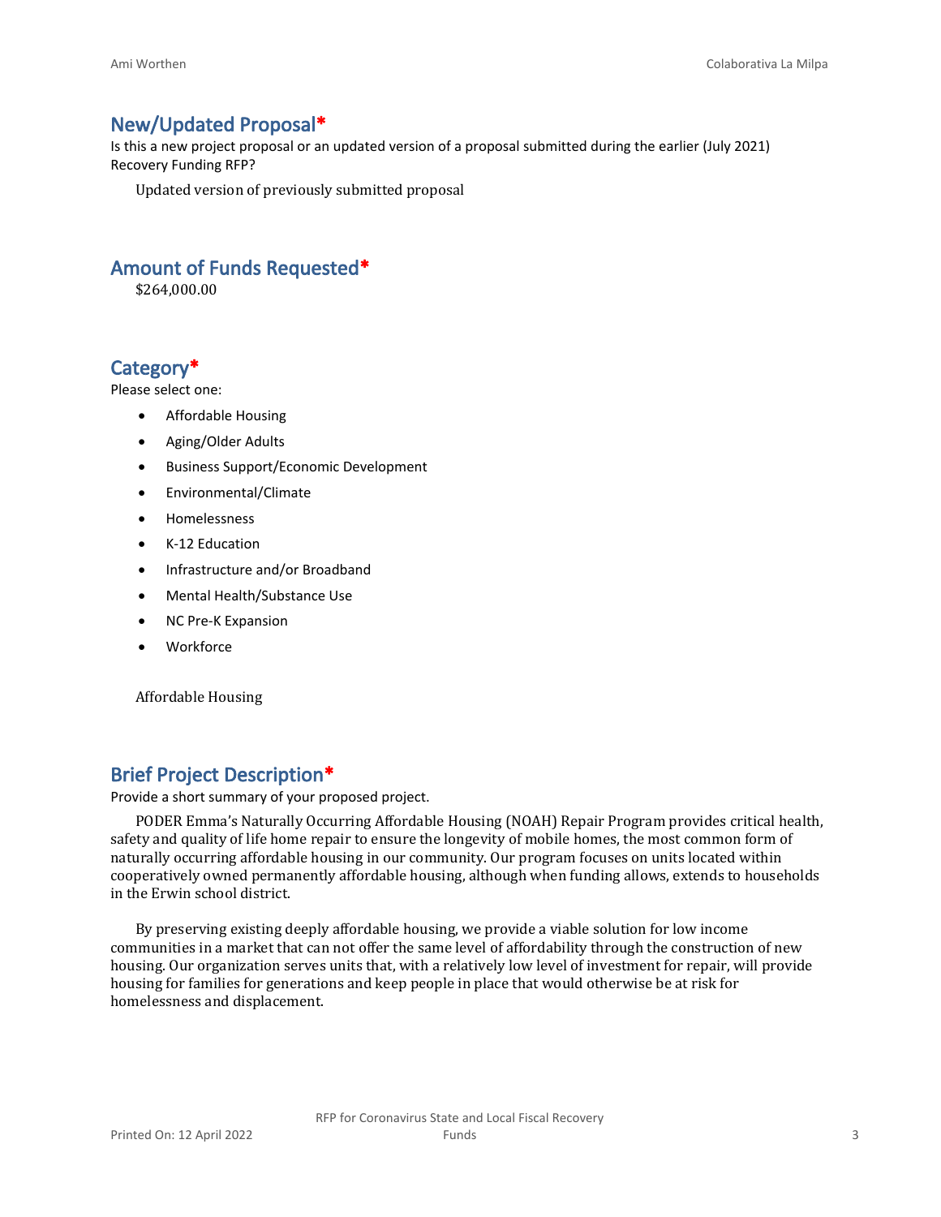## New/Updated Proposal*

Is this a new project proposal or an updated version of a proposal submitted during the earlier (July 2021) Recovery Funding RFP?

Updated version of previously submitted proposal

## Amount of Funds Requested*

$264,000.00

## Category*

Please select one:

- Affordable Housing
- Aging/Older Adults
- Business Support/Economic Development
- Environmental/Climate
- Homelessness
- K-12 Education
- Infrastructure and/or Broadband
- Mental Health/Substance Use
- NC Pre-K Expansion
- Workforce

Affordable Housing

## Brief Project Description*

Provide a short summary of your proposed project.

PODER Emma's Naturally Occurring Affordable Housing (NOAH) Repair Program provides critical health, safety and quality of life home repair to ensure the longevity of mobile homes, the most common form of naturally occurring affordable housing in our community. Our program focuses on units located within cooperatively owned permanently affordable housing, although when funding allows, extends to households in the Erwin school district.

By preserving existing deeply affordable housing, we provide a viable solution for low income communities in a market that can not offer the same level of affordability through the construction of new housing. Our organization serves units that, with a relatively low level of investment for repair, will provide housing for families for generations and keep people in place that would otherwise be at risk for homelessness and displacement.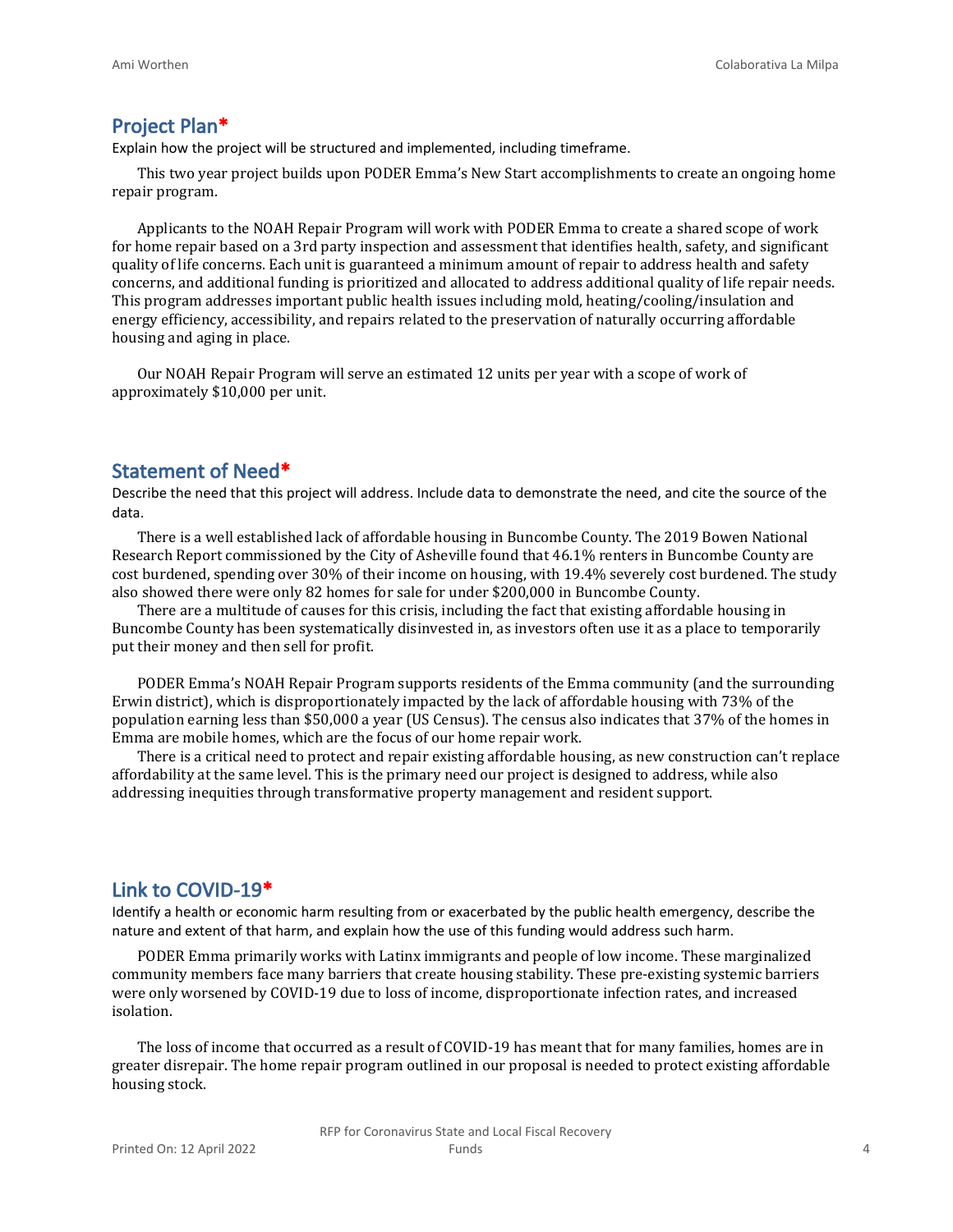## Project Plan*

Explain how the project will be structured and implemented, including timeframe.

This two year project builds upon PODER Emma's New Start accomplishments to create an ongoing home repair program.

Applicants to the NOAH Repair Program will work with PODER Emma to create a shared scope of work for home repair based on a 3rd party inspection and assessment that identifies health, safety, and significant quality of life concerns. Each unit is guaranteed a minimum amount of repair to address health and safety concerns, and additional funding is prioritized and allocated to address additional quality of life repair needs. This program addresses important public health issues including mold, heating/cooling/insulation and energy efficiency, accessibility, and repairs related to the preservation of naturally occurring affordable housing and aging in place.

Our NOAH Repair Program will serve an estimated 12 units per year with a scope of work of approximately $10,000 per unit.

## Statement of Need*

Describe the need that this project will address. Include data to demonstrate the need, and cite the source of the data.

There is a well established lack of affordable housing in Buncombe County. The 2019 Bowen National Research Report commissioned by the City of Asheville found that 46.1% renters in Buncombe County are cost burdened, spending over 30% of their income on housing, with 19.4% severely cost burdened. The study also showed there were only 82 homes for sale for under $200,000 in Buncombe County.

There are a multitude of causes for this crisis, including the fact that existing affordable housing in Buncombe County has been systematically disinvested in, as investors often use it as a place to temporarily put their money and then sell for profit.

PODER Emma's NOAH Repair Program supports residents of the Emma community (and the surrounding Erwin district), which is disproportionately impacted by the lack of affordable housing with 73% of the population earning less than $50,000 a year (US Census). The census also indicates that 37% of the homes in Emma are mobile homes, which are the focus of our home repair work.

There is a critical need to protect and repair existing affordable housing, as new construction can't replace affordability at the same level. This is the primary need our project is designed to address, while also addressing inequities through transformative property management and resident support.

## Link to COVID-19*

Identify a health or economic harm resulting from or exacerbated by the public health emergency, describe the nature and extent of that harm, and explain how the use of this funding would address such harm.

PODER Emma primarily works with Latinx immigrants and people of low income. These marginalized community members face many barriers that create housing stability. These pre-existing systemic barriers were only worsened by COVID-19 due to loss of income, disproportionate infection rates, and increased isolation.

The loss of income that occurred as a result of COVID-19 has meant that for many families, homes are in greater disrepair. The home repair program outlined in our proposal is needed to protect existing affordable housing stock.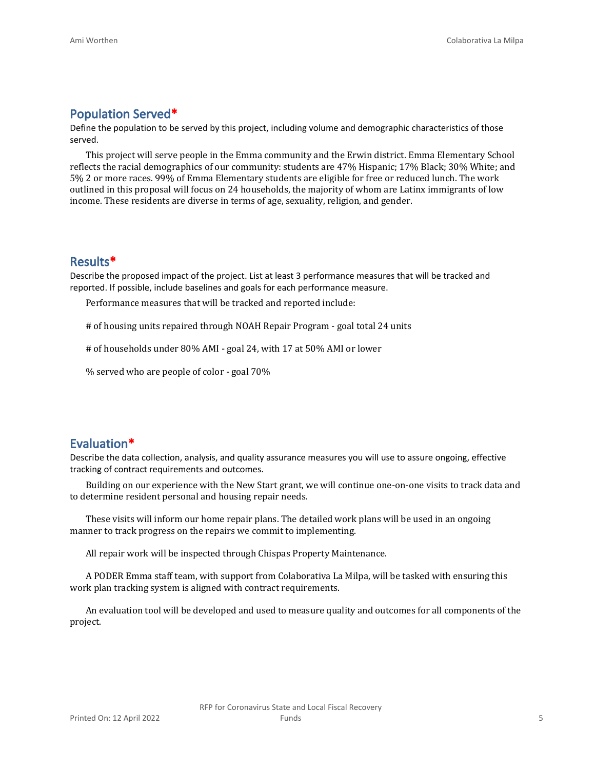## Population Served*

Define the population to be served by this project, including volume and demographic characteristics of those served.

This project will serve people in the Emma community and the Erwin district. Emma Elementary School reflects the racial demographics of our community: students are 47% Hispanic; 17% Black; 30% White; and 5% 2 or more races. 99% of Emma Elementary students are eligible for free or reduced lunch. The work outlined in this proposal will focus on 24 households, the majority of whom are Latinx immigrants of low income. These residents are diverse in terms of age, sexuality, religion, and gender.

## Results*

Describe the proposed impact of the project. List at least 3 performance measures that will be tracked and reported. If possible, include baselines and goals for each performance measure.

Performance measures that will be tracked and reported include:

# of housing units repaired through NOAH Repair Program - goal total 24 units

# of households under 80% AMI - goal 24, with 17 at 50% AMI or lower

% served who are people of color - goal 70%

## Evaluation*

Describe the data collection, analysis, and quality assurance measures you will use to assure ongoing, effective tracking of contract requirements and outcomes.

Building on our experience with the New Start grant, we will continue one-on-one visits to track data and to determine resident personal and housing repair needs.

These visits will inform our home repair plans. The detailed work plans will be used in an ongoing manner to track progress on the repairs we commit to implementing.

All repair work will be inspected through Chispas Property Maintenance.

A PODER Emma staff team, with support from Colaborativa La Milpa, will be tasked with ensuring this work plan tracking system is aligned with contract requirements.

An evaluation tool will be developed and used to measure quality and outcomes for all components of the project.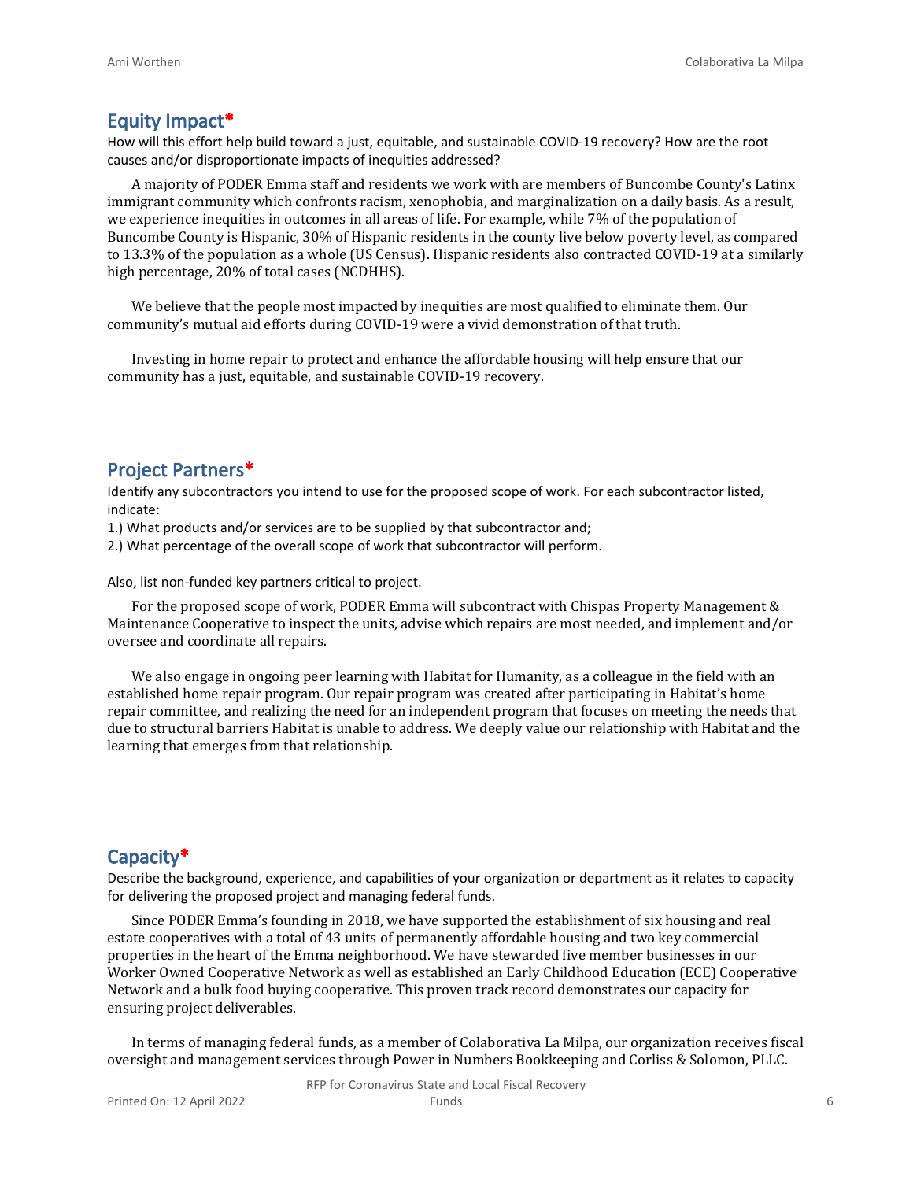## Equity Impact*

How will this effort help build toward a just, equitable, and sustainable COVID-19 recovery? How are the root causes and/or disproportionate impacts of inequities addressed?

A majority of PODER Emma staff and residents we work with are members of Buncombe County's Latinx immigrant community which confronts racism, xenophobia, and marginalization on a daily basis. As a result, we experience inequities in outcomes in all areas of life. For example, while 7% of the population of Buncombe County is Hispanic, 30% of Hispanic residents in the county live below poverty level, as compared to 13.3% of the population as a whole (US Census). Hispanic residents also contracted COVID-19 at a similarly high percentage, 20% of total cases (NCDHHS).

We believe that the people most impacted by inequities are most qualified to eliminate them. Our community's mutual aid efforts during COVID-19 were a vivid demonstration of that truth.

Investing in home repair to protect and enhance the affordable housing will help ensure that our community has a just, equitable, and sustainable COVID-19 recovery.

## Project Partners*

Identify any subcontractors you intend to use for the proposed scope of work. For each subcontractor listed, indicate:

1.) What products and/or services are to be supplied by that subcontractor and;

2.) What percentage of the overall scope of work that subcontractor will perform.

Also, list non-funded key partners critical to project.

For the proposed scope of work, PODER Emma will subcontract with Chispas Property Management & Maintenance Cooperative to inspect the units, advise which repairs are most needed, and implement and/or oversee and coordinate all repairs.

We also engage in ongoing peer learning with Habitat for Humanity, as a colleague in the field with an established home repair program. Our repair program was created after participating in Habitat's home repair committee, and realizing the need for an independent program that focuses on meeting the needs that due to structural barriers Habitat is unable to address. We deeply value our relationship with Habitat and the learning that emerges from that relationship.

## Capacity*

Describe the background, experience, and capabilities of your organization or department as it relates to capacity for delivering the proposed project and managing federal funds.

Since PODER Emma's founding in 2018, we have supported the establishment of six housing and real estate cooperatives with a total of 43 units of permanently affordable housing and two key commercial properties in the heart of the Emma neighborhood. We have stewarded five member businesses in our Worker Owned Cooperative Network as well as established an Early Childhood Education (ECE) Cooperative Network and a bulk food buying cooperative. This proven track record demonstrates our capacity for ensuring project deliverables.

In terms of managing federal funds, as a member of Colaborativa La Milpa, our organization receives fiscal oversight and management services through Power in Numbers Bookkeeping and Corliss & Solomon, PLLC.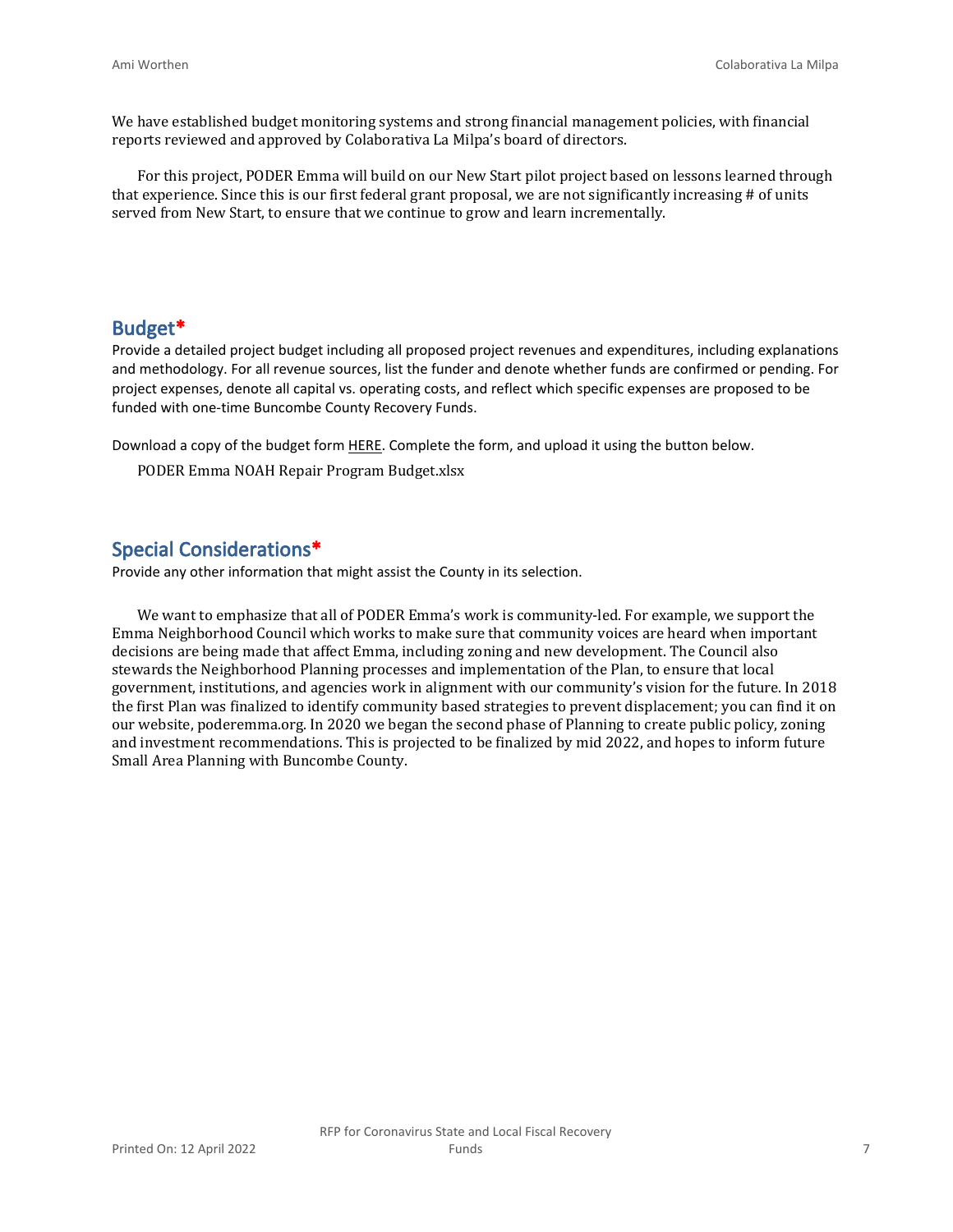We have established budget monitoring systems and strong financial management policies, with financial reports reviewed and approved by Colaborativa La Milpa's board of directors.

For this project, PODER Emma will build on our New Start pilot project based on lessons learned through that experience. Since this is our first federal grant proposal, we are not significantly increasing # of units served from New Start, to ensure that we continue to grow and learn incrementally.

## Budget*

Provide a detailed project budget including all proposed project revenues and expenditures, including explanations and methodology. For all revenue sources, list the funder and denote whether funds are confirmed or pending. For project expenses, denote all capital vs. operating costs, and reflect which specific expenses are proposed to be funded with one-time Buncombe County Recovery Funds.

Download a copy of the budget form HERE. Complete the form, and upload it using the button below.

PODER Emma NOAH Repair Program Budget.xlsx

## Special Considerations*

Provide any other information that might assist the County in its selection.

We want to emphasize that all of PODER Emma's work is community-led. For example, we support the Emma Neighborhood Council which works to make sure that community voices are heard when important decisions are being made that affect Emma, including zoning and new development. The Council also stewards the Neighborhood Planning processes and implementation of the Plan, to ensure that local government, institutions, and agencies work in alignment with our community's vision for the future. In 2018 the first Plan was finalized to identify community based strategies to prevent displacement; you can find it on our website, poderemma.org. In 2020 we began the second phase of Planning to create public policy, zoning and investment recommendations. This is projected to be finalized by mid 2022, and hopes to inform future Small Area Planning with Buncombe County.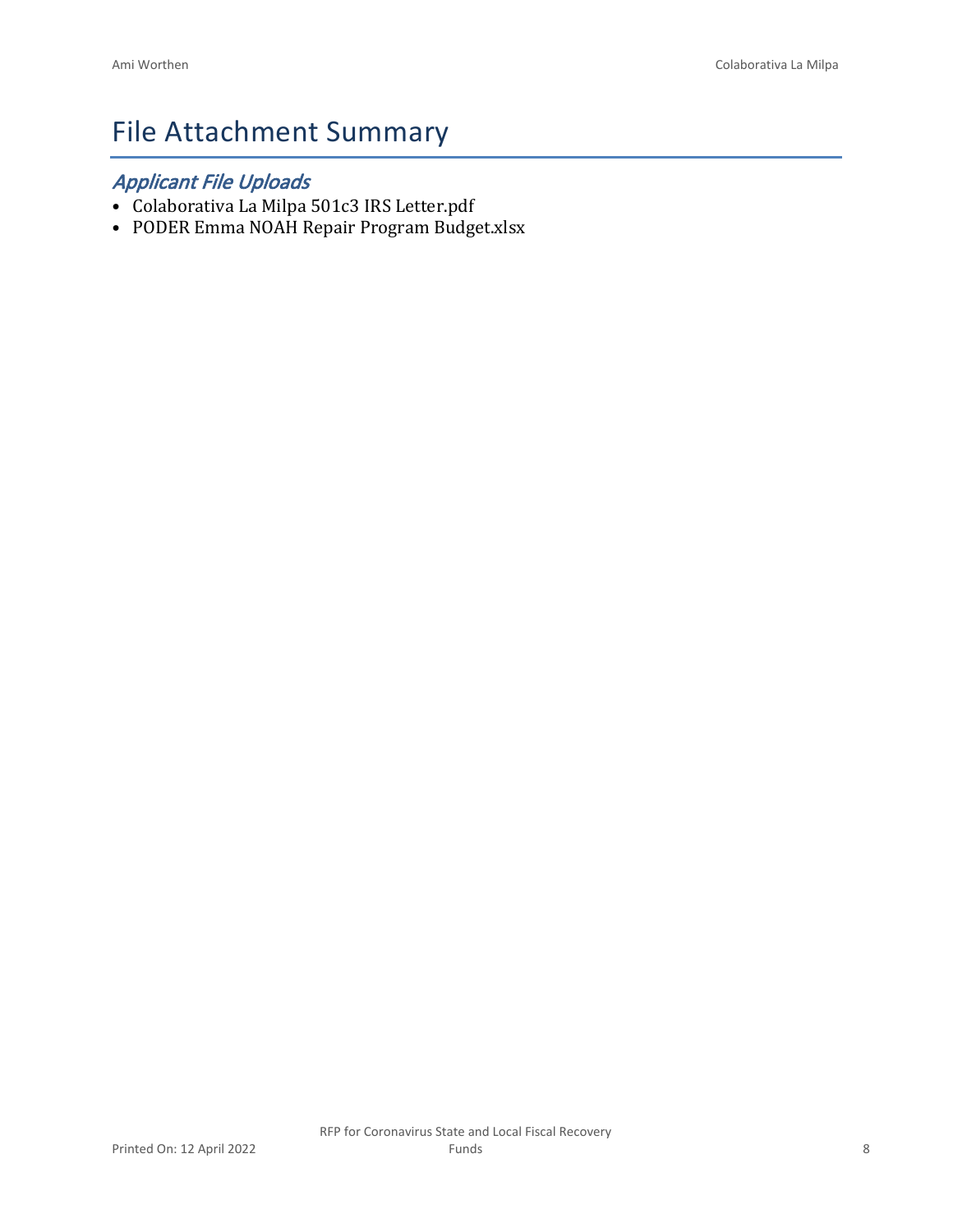# File Attachment Summary

## *Applicant File Uploads*

- Colaborativa La Milpa 501c3 IRS Letter.pdf
- PODER Emma NOAH Repair Program Budget.xlsx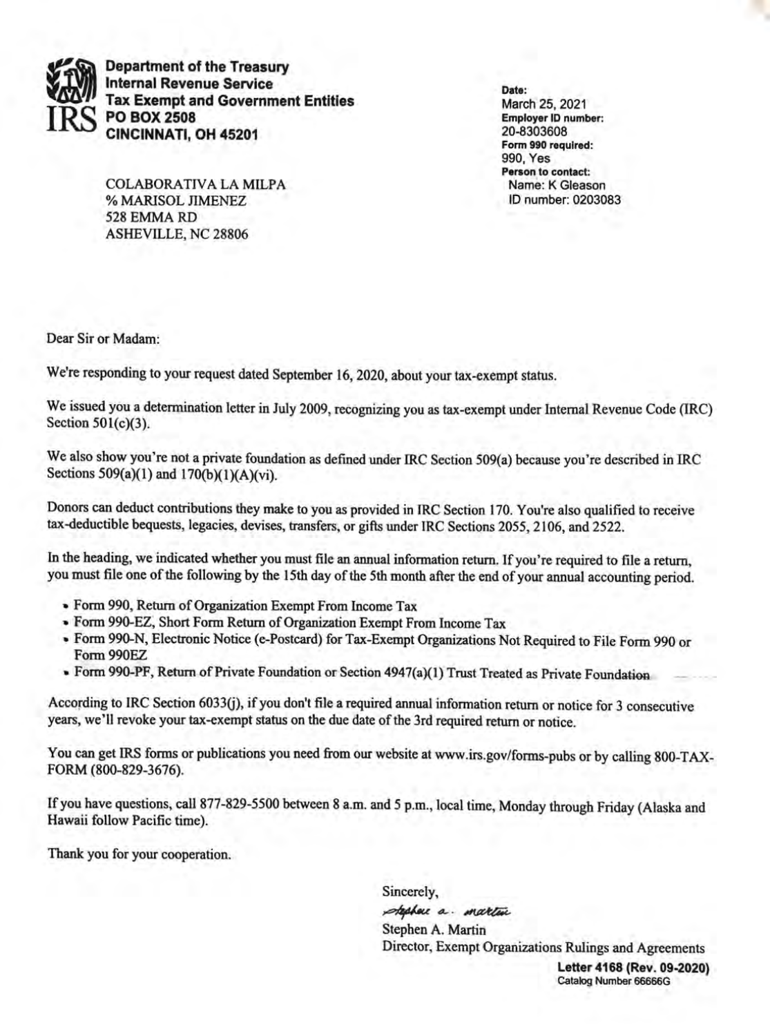**Department of the Treasury**
**Internal Revenue Service**
**Tax Exempt and Government Entities**
**PO BOX 2508**
**CINCINNATI, OH 45201**

COLABORATIVA LA MILPA
% MARISOL JIMENEZ
528 EMMA RD
ASHEVILLE, NC 28806

**Date:**
March 25, 2021
**Employer ID number:**
20-8303608
**Form 990 required:**
990, Yes
**Person to contact:**
Name: K Gleason
ID number: 0203083

Dear Sir or Madam:

We're responding to your request dated September 16, 2020, about your tax-exempt status.

We issued you a determination letter in July 2009, recognizing you as tax-exempt under Internal Revenue Code (IRC) Section 501(c)(3).

We also show you're not a private foundation as defined under IRC Section 509(a) because you're described in IRC Sections 509(a)(1) and 170(b)(1)(A)(vi).

Donors can deduct contributions they make to you as provided in IRC Section 170. You're also qualified to receive tax-deductible bequests, legacies, devises, transfers, or gifts under IRC Sections 2055, 2106, and 2522.

In the heading, we indicated whether you must file an annual information return. If you're required to file a return, you must file one of the following by the 15th day of the 5th month after the end of your annual accounting period.

- Form 990, Return of Organization Exempt From Income Tax
- Form 990-EZ, Short Form Return of Organization Exempt From Income Tax
- Form 990-N, Electronic Notice (e-Postcard) for Tax-Exempt Organizations Not Required to File Form 990 or Form 990EZ
- Form 990-PF, Return of Private Foundation or Section 4947(a)(1) Trust Treated as Private Foundation

According to IRC Section 6033(j), if you don't file a required annual information return or notice for 3 consecutive years, we'll revoke your tax-exempt status on the due date of the 3rd required return or notice.

You can get IRS forms or publications you need from our website at www.irs.gov/forms-pubs or by calling 800-TAX-FORM (800-829-3676).

If you have questions, call 877-829-5500 between 8 a.m. and 5 p.m., local time, Monday through Friday (Alaska and Hawaii follow Pacific time).

Thank you for your cooperation.

Sincerely,

*Stephen a. Martin*

Stephen A. Martin
Director, Exempt Organizations Rulings and Agreements

**Letter 4168 (Rev. 09-2020)**
Catalog Number 66666G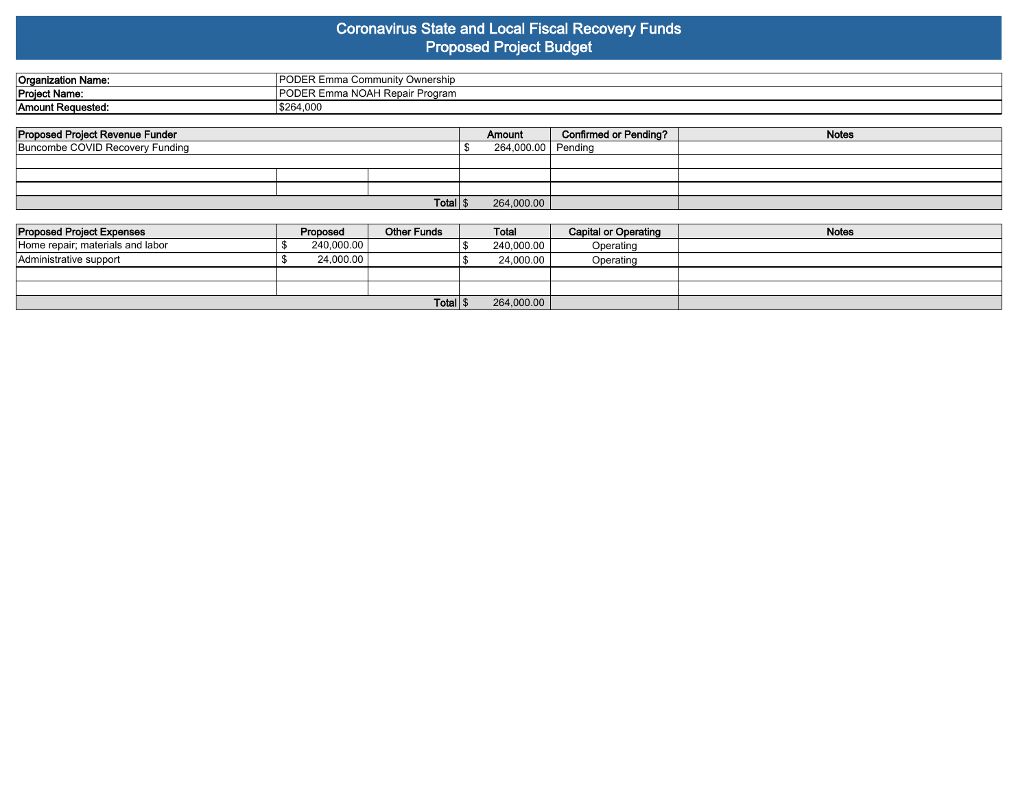# Coronavirus State and Local Fiscal Recovery Funds
## Proposed Project Budget

| | |
|---|---|
| **Organization Name:** | PODER Emma Community Ownership |
| **Project Name:** | PODER Emma NOAH Repair Program |
| **Amount Requested:** | $264,000 |

| Proposed Project Revenue Funder | Amount | Confirmed or Pending? | Notes |
|---|---|---|---|
| Buncombe COVID Recovery Funding | $ 264,000.00 | Pending | |
| | | | |
| | | | |
| | | | |
| **Total** | $ 264,000.00 | | |

| Proposed Project Expenses | Proposed | Other Funds | Total | Capital or Operating | Notes |
|---|---|---|---|---|---|
| Home repair; materials and labor | $ 240,000.00 | | $ 240,000.00 | Operating | |
| Administrative support | $ 24,000.00 | | $ 24,000.00 | Operating | |
| | | | | | |
| | | | | | |
| | | **Total** | $ 264,000.00 | | |